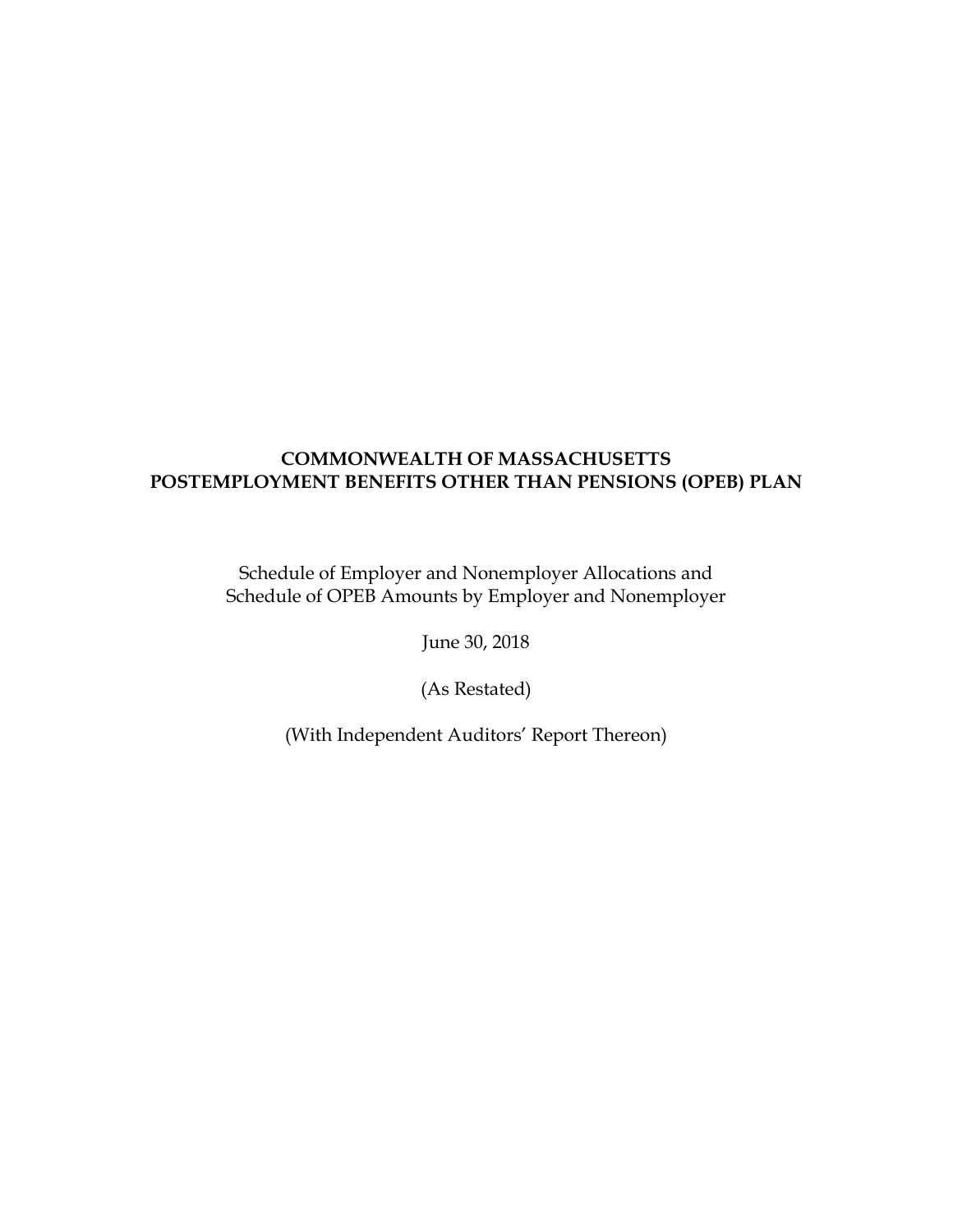# COMMONWEALTH OF MASSACHUSETTS
# POSTEMPLOYMENT BENEFITS OTHER THAN PENSIONS (OPEB) PLAN

Schedule of Employer and Nonemployer Allocations and
Schedule of OPEB Amounts by Employer and Nonemployer

June 30, 2018

(As Restated)

(With Independent Auditors' Report Thereon)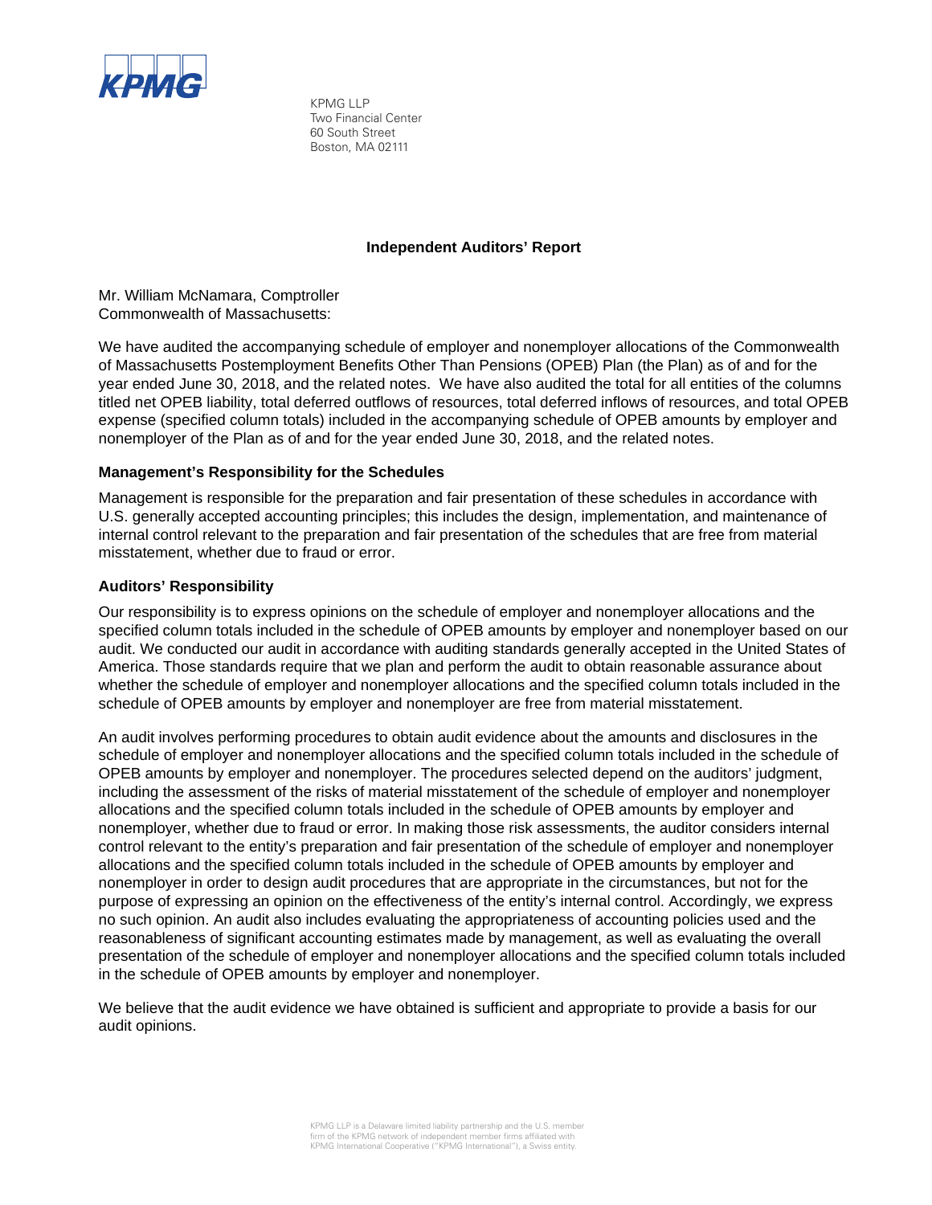KPMG LLP
Two Financial Center
60 South Street
Boston, MA 02111

## Independent Auditors' Report

Mr. William McNamara, Comptroller
Commonwealth of Massachusetts:

We have audited the accompanying schedule of employer and nonemployer allocations of the Commonwealth of Massachusetts Postemployment Benefits Other Than Pensions (OPEB) Plan (the Plan) as of and for the year ended June 30, 2018, and the related notes. We have also audited the total for all entities of the columns titled net OPEB liability, total deferred outflows of resources, total deferred inflows of resources, and total OPEB expense (specified column totals) included in the accompanying schedule of OPEB amounts by employer and nonemployer of the Plan as of and for the year ended June 30, 2018, and the related notes.

### Management's Responsibility for the Schedules

Management is responsible for the preparation and fair presentation of these schedules in accordance with U.S. generally accepted accounting principles; this includes the design, implementation, and maintenance of internal control relevant to the preparation and fair presentation of the schedules that are free from material misstatement, whether due to fraud or error.

### Auditors' Responsibility

Our responsibility is to express opinions on the schedule of employer and nonemployer allocations and the specified column totals included in the schedule of OPEB amounts by employer and nonemployer based on our audit. We conducted our audit in accordance with auditing standards generally accepted in the United States of America. Those standards require that we plan and perform the audit to obtain reasonable assurance about whether the schedule of employer and nonemployer allocations and the specified column totals included in the schedule of OPEB amounts by employer and nonemployer are free from material misstatement.

An audit involves performing procedures to obtain audit evidence about the amounts and disclosures in the schedule of employer and nonemployer allocations and the specified column totals included in the schedule of OPEB amounts by employer and nonemployer. The procedures selected depend on the auditors' judgment, including the assessment of the risks of material misstatement of the schedule of employer and nonemployer allocations and the specified column totals included in the schedule of OPEB amounts by employer and nonemployer, whether due to fraud or error. In making those risk assessments, the auditor considers internal control relevant to the entity's preparation and fair presentation of the schedule of employer and nonemployer allocations and the specified column totals included in the schedule of OPEB amounts by employer and nonemployer in order to design audit procedures that are appropriate in the circumstances, but not for the purpose of expressing an opinion on the effectiveness of the entity's internal control. Accordingly, we express no such opinion. An audit also includes evaluating the appropriateness of accounting policies used and the reasonableness of significant accounting estimates made by management, as well as evaluating the overall presentation of the schedule of employer and nonemployer allocations and the specified column totals included in the schedule of OPEB amounts by employer and nonemployer.

We believe that the audit evidence we have obtained is sufficient and appropriate to provide a basis for our audit opinions.

KPMG LLP is a Delaware limited liability partnership and the U.S. member firm of the KPMG network of independent member firms affiliated with KPMG International Cooperative ("KPMG International"), a Swiss entity.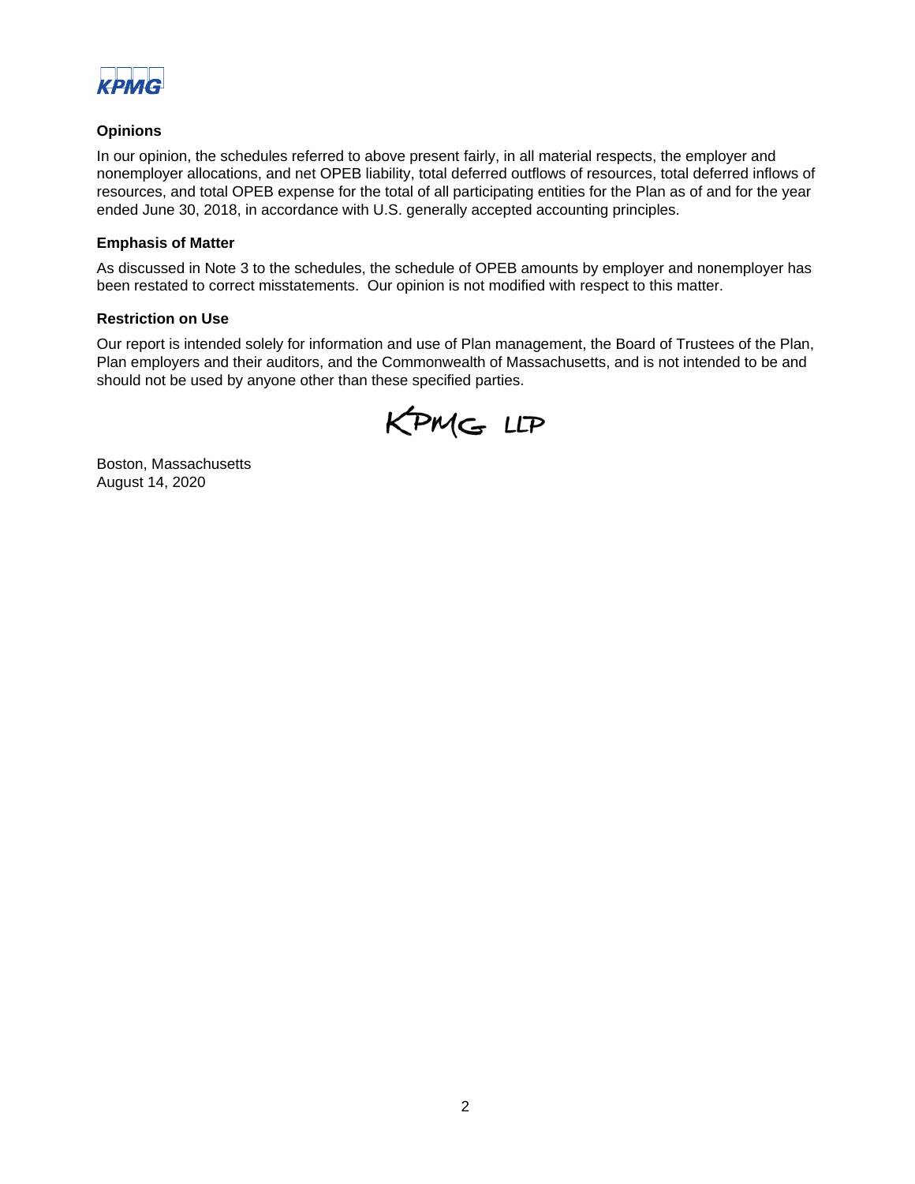### Opinions

In our opinion, the schedules referred to above present fairly, in all material respects, the employer and nonemployer allocations, and net OPEB liability, total deferred outflows of resources, total deferred inflows of resources, and total OPEB expense for the total of all participating entities for the Plan as of and for the year ended June 30, 2018, in accordance with U.S. generally accepted accounting principles.

### Emphasis of Matter

As discussed in Note 3 to the schedules, the schedule of OPEB amounts by employer and nonemployer has been restated to correct misstatements. Our opinion is not modified with respect to this matter.

### Restriction on Use

Our report is intended solely for information and use of Plan management, the Board of Trustees of the Plan, Plan employers and their auditors, and the Commonwealth of Massachusetts, and is not intended to be and should not be used by anyone other than these specified parties.

KPMG LLP

Boston, Massachusetts
August 14, 2020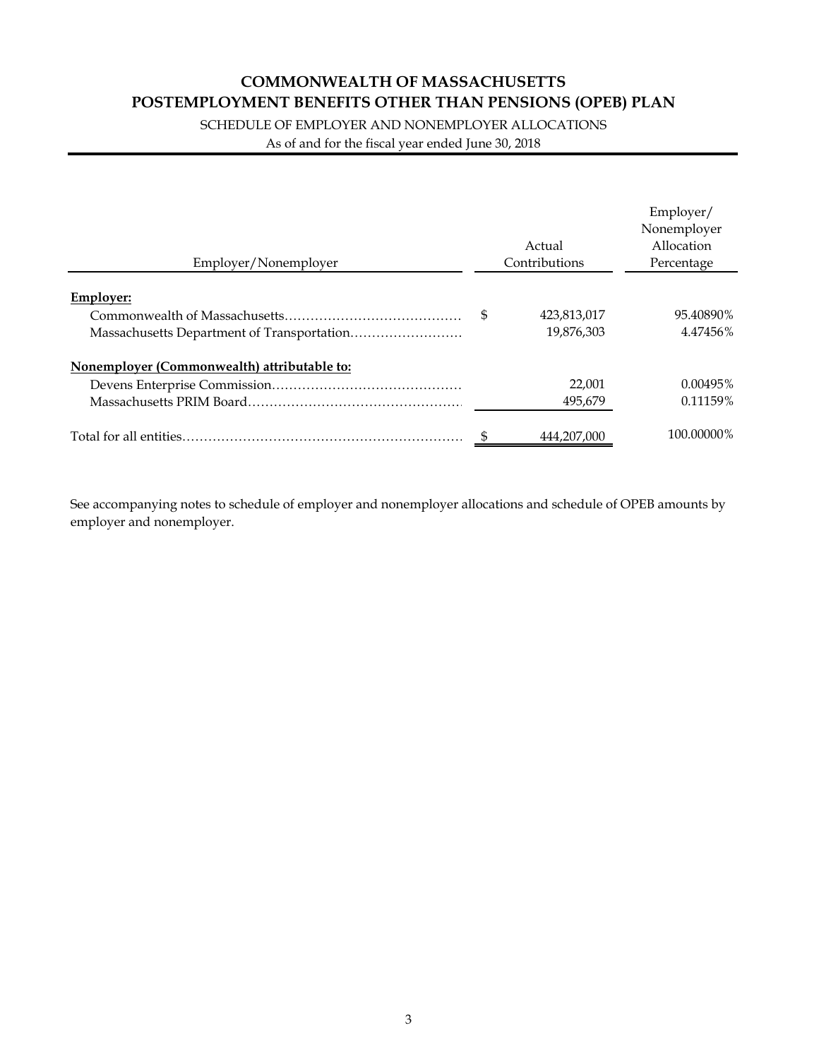# COMMONWEALTH OF MASSACHUSETTS
# POSTEMPLOYMENT BENEFITS OTHER THAN PENSIONS (OPEB) PLAN

SCHEDULE OF EMPLOYER AND NONEMPLOYER ALLOCATIONS

As of and for the fiscal year ended June 30, 2018

| Employer/Nonemployer | Actual Contributions | Employer/ Nonemployer Allocation Percentage |
|---|---|---|
| **Employer:** | | |
| Commonwealth of Massachusetts | $ 423,813,017 | 95.40890% |
| Massachusetts Department of Transportation | 19,876,303 | 4.47456% |
| **Nonemployer (Commonwealth) attributable to:** | | |
| Devens Enterprise Commission | 22,001 | 0.00495% |
| Massachusetts PRIM Board | 495,679 | 0.11159% |
| Total for all entities | $ 444,207,000 | 100.00000% |

See accompanying notes to schedule of employer and nonemployer allocations and schedule of OPEB amounts by employer and nonemployer.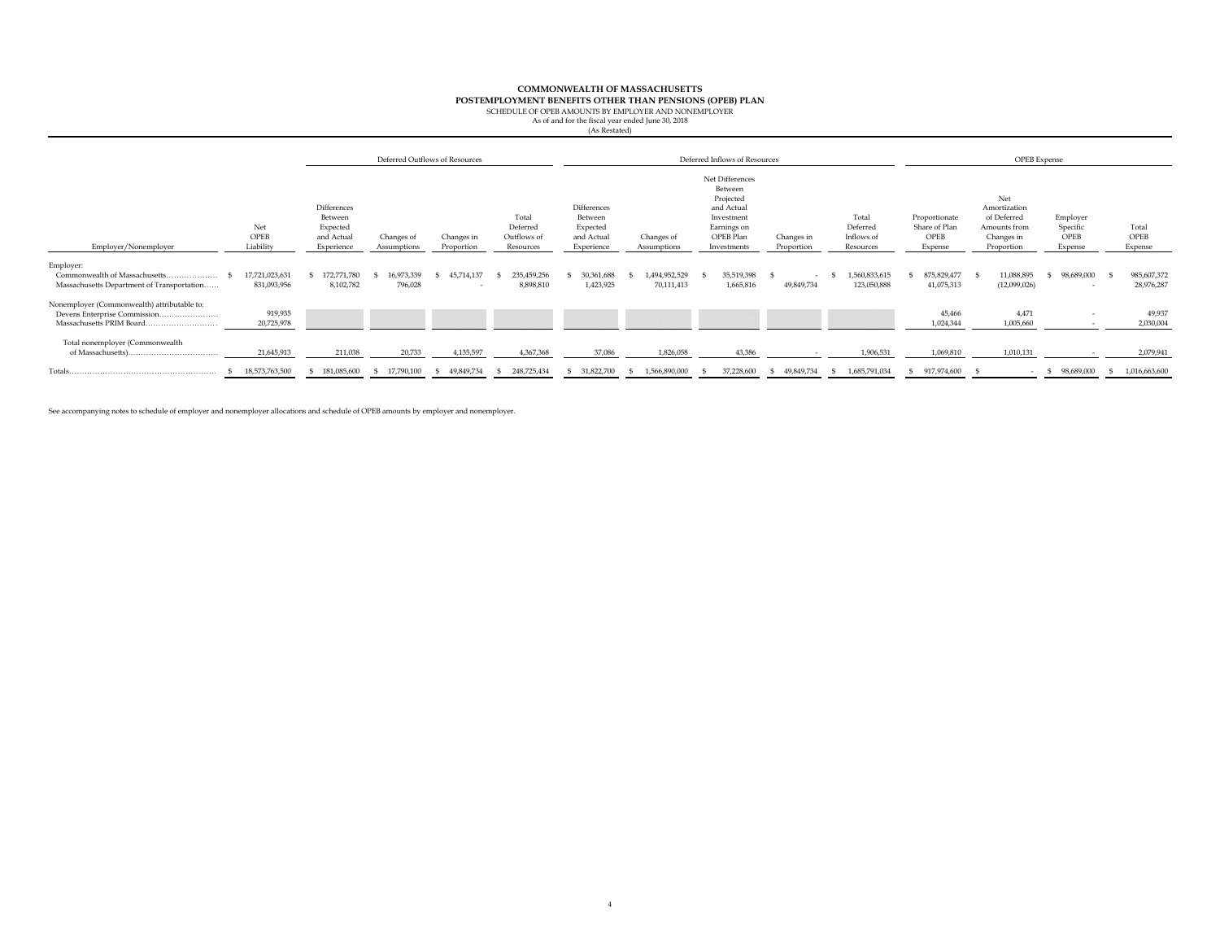# COMMONWEALTH OF MASSACHUSETTS
## POSTEMPLOYMENT BENEFITS OTHER THAN PENSIONS (OPEB) PLAN

SCHEDULE OF OPEB AMOUNTS BY EMPLOYER AND NONEMPLOYER
As of and for the fiscal year ended June 30, 2018
(As Restated)

| Employer/Nonemployer | Net OPEB Liability | Deferred Outflows of Resources | | | | Deferred Inflows of Resources | | | | | OPEB Expense | | | |
|---|---|---|---|---|---|---|---|---|---|---|---|---|---|---|
| | | Differences Between Expected and Actual Experience | Changes of Assumptions | Changes in Proportion | Total Deferred Outflows of Resources | Differences Between Expected and Actual Experience | Changes of Assumptions | Net Differences Between Projected and Actual Investment Earnings on OPEB Plan Investments | Changes in Proportion | Total Deferred Inflows of Resources | Proportionate Share of Plan OPEB Expense | Net Amortization of Deferred Amounts from Changes in Proportion | Employer Specific OPEB Expense | Total OPEB Expense |
| Employer: | | | | | | | | | | | | | | |
| Commonwealth of Massachusetts | $ 17,721,023,631 | $ 172,771,780 | $ 16,973,339 | $ 45,714,137 | $ 235,459,256 | $ 30,361,688 | $ 1,494,952,529 | $ 35,519,398 | $ - | $ 1,560,833,615 | $ 875,829,477 | $ 11,088,895 | $ 98,689,000 | $ 985,607,372 |
| Massachusetts Department of Transportation | 831,093,956 | 8,102,782 | 796,028 | - | 8,898,810 | 1,423,925 | 70,111,413 | 1,665,816 | 49,849,734 | 123,050,888 | 41,075,313 | (12,099,026) | - | 28,976,287 |
| Nonemployer (Commonwealth) attributable to: | | | | | | | | | | | | | | |
| Devens Enterprise Commission | 919,935 | | | | | | | | | | 45,466 | 4,471 | - | 49,937 |
| Massachusetts PRIM Board | 20,725,978 | | | | | | | | | | 1,024,344 | 1,005,660 | - | 2,030,004 |
| Total nonemployer (Commonwealth of Massachusetts) | 21,645,913 | 211,038 | 20,733 | 4,135,597 | 4,367,368 | 37,086 | 1,826,058 | 43,386 | - | 1,906,531 | 1,069,810 | 1,010,131 | - | 2,079,941 |
| Totals | $ 18,573,763,500 | $ 181,085,600 | $ 17,790,100 | $ 49,849,734 | $ 248,725,434 | $ 31,822,700 | $ 1,566,890,000 | $ 37,228,600 | $ 49,849,734 | $ 1,685,791,034 | $ 917,974,600 | $ - | $ 98,689,000 | $ 1,016,663,600 |

See accompanying notes to schedule of employer and nonemployer allocations and schedule of OPEB amounts by employer and nonemployer.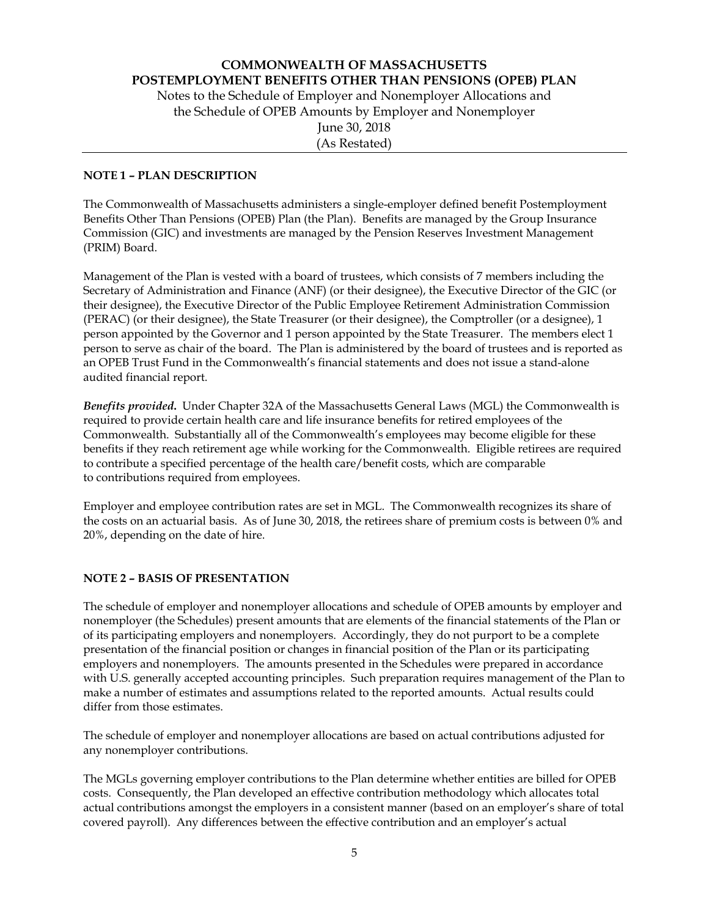**COMMONWEALTH OF MASSACHUSETTS**
**POSTEMPLOYMENT BENEFITS OTHER THAN PENSIONS (OPEB) PLAN**
Notes to the Schedule of Employer and Nonemployer Allocations and
the Schedule of OPEB Amounts by Employer and Nonemployer
June 30, 2018
(As Restated)

## NOTE 1 – PLAN DESCRIPTION

The Commonwealth of Massachusetts administers a single-employer defined benefit Postemployment Benefits Other Than Pensions (OPEB) Plan (the Plan). Benefits are managed by the Group Insurance Commission (GIC) and investments are managed by the Pension Reserves Investment Management (PRIM) Board.

Management of the Plan is vested with a board of trustees, which consists of 7 members including the Secretary of Administration and Finance (ANF) (or their designee), the Executive Director of the GIC (or their designee), the Executive Director of the Public Employee Retirement Administration Commission (PERAC) (or their designee), the State Treasurer (or their designee), the Comptroller (or a designee), 1 person appointed by the Governor and 1 person appointed by the State Treasurer. The members elect 1 person to serve as chair of the board. The Plan is administered by the board of trustees and is reported as an OPEB Trust Fund in the Commonwealth's financial statements and does not issue a stand-alone audited financial report.

***Benefits provided.*** Under Chapter 32A of the Massachusetts General Laws (MGL) the Commonwealth is required to provide certain health care and life insurance benefits for retired employees of the Commonwealth. Substantially all of the Commonwealth's employees may become eligible for these benefits if they reach retirement age while working for the Commonwealth. Eligible retirees are required to contribute a specified percentage of the health care/benefit costs, which are comparable to contributions required from employees.

Employer and employee contribution rates are set in MGL. The Commonwealth recognizes its share of the costs on an actuarial basis. As of June 30, 2018, the retirees share of premium costs is between 0% and 20%, depending on the date of hire.

## NOTE 2 – BASIS OF PRESENTATION

The schedule of employer and nonemployer allocations and schedule of OPEB amounts by employer and nonemployer (the Schedules) present amounts that are elements of the financial statements of the Plan or of its participating employers and nonemployers. Accordingly, they do not purport to be a complete presentation of the financial position or changes in financial position of the Plan or its participating employers and nonemployers. The amounts presented in the Schedules were prepared in accordance with U.S. generally accepted accounting principles. Such preparation requires management of the Plan to make a number of estimates and assumptions related to the reported amounts. Actual results could differ from those estimates.

The schedule of employer and nonemployer allocations are based on actual contributions adjusted for any nonemployer contributions.

The MGLs governing employer contributions to the Plan determine whether entities are billed for OPEB costs. Consequently, the Plan developed an effective contribution methodology which allocates total actual contributions amongst the employers in a consistent manner (based on an employer's share of total covered payroll). Any differences between the effective contribution and an employer's actual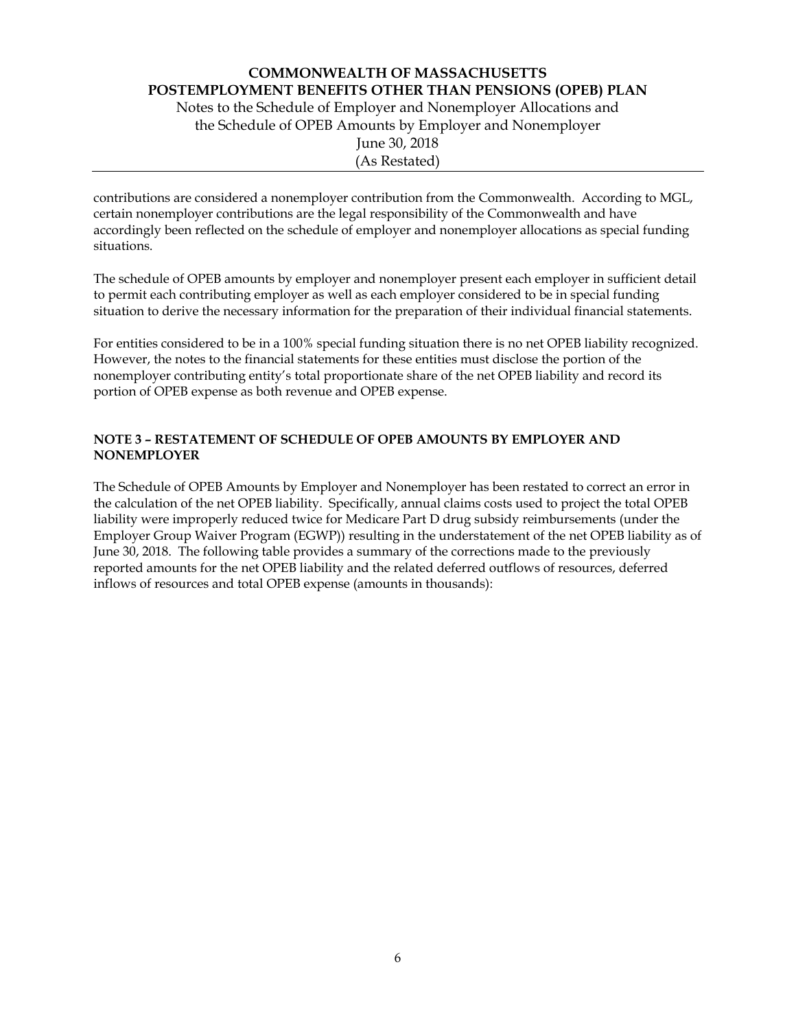contributions are considered a nonemployer contribution from the Commonwealth. According to MGL, certain nonemployer contributions are the legal responsibility of the Commonwealth and have accordingly been reflected on the schedule of employer and nonemployer allocations as special funding situations.

The schedule of OPEB amounts by employer and nonemployer present each employer in sufficient detail to permit each contributing employer as well as each employer considered to be in special funding situation to derive the necessary information for the preparation of their individual financial statements.

For entities considered to be in a 100% special funding situation there is no net OPEB liability recognized. However, the notes to the financial statements for these entities must disclose the portion of the nonemployer contributing entity's total proportionate share of the net OPEB liability and record its portion of OPEB expense as both revenue and OPEB expense.

## NOTE 3 – RESTATEMENT OF SCHEDULE OF OPEB AMOUNTS BY EMPLOYER AND NONEMPLOYER

The Schedule of OPEB Amounts by Employer and Nonemployer has been restated to correct an error in the calculation of the net OPEB liability. Specifically, annual claims costs used to project the total OPEB liability were improperly reduced twice for Medicare Part D drug subsidy reimbursements (under the Employer Group Waiver Program (EGWP)) resulting in the understatement of the net OPEB liability as of June 30, 2018. The following table provides a summary of the corrections made to the previously reported amounts for the net OPEB liability and the related deferred outflows of resources, deferred inflows of resources and total OPEB expense (amounts in thousands):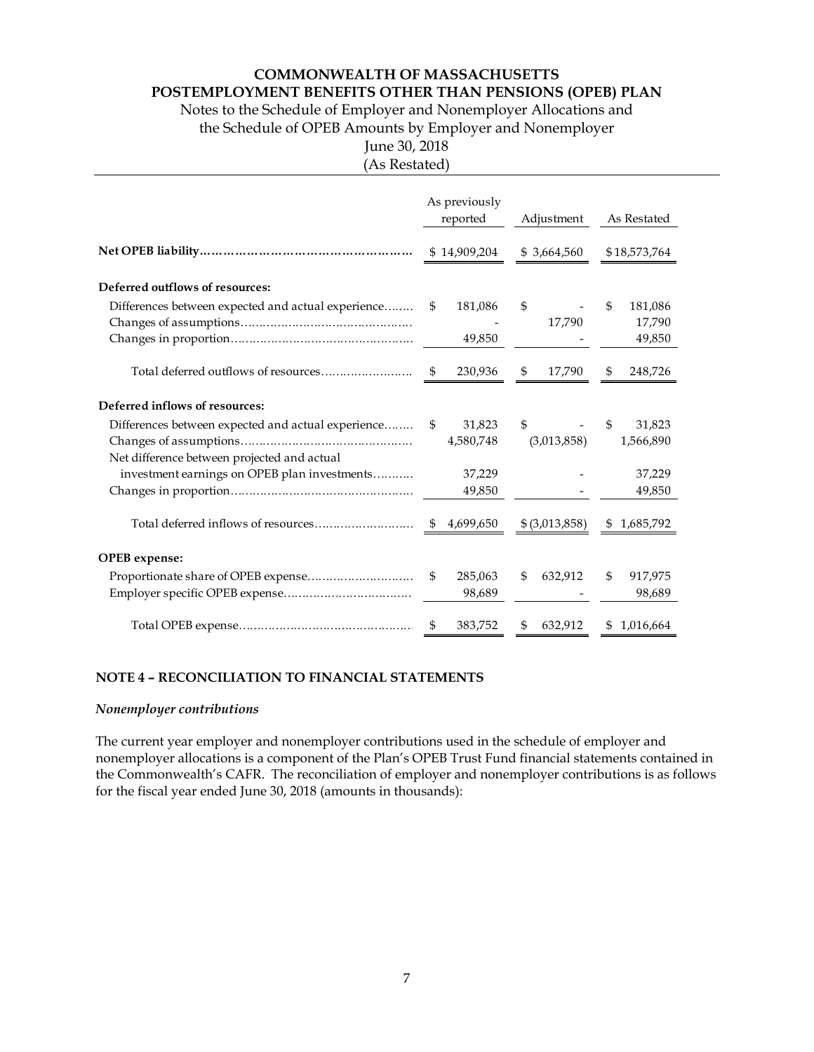# COMMONWEALTH OF MASSACHUSETTS
## POSTEMPLOYMENT BENEFITS OTHER THAN PENSIONS (OPEB) PLAN

Notes to the Schedule of Employer and Nonemployer Allocations and the Schedule of OPEB Amounts by Employer and Nonemployer

June 30, 2018

(As Restated)

| | As previously reported | Adjustment | As Restated |
|---|---|---|---|
| **Net OPEB liability** | $ 14,909,204 | $ 3,664,560 | $ 18,573,764 |
| **Deferred outflows of resources:** | | | |
| Differences between expected and actual experience | $ 181,086 | $ - | $ 181,086 |
| Changes of assumptions | - | 17,790 | 17,790 |
| Changes in proportion | 49,850 | - | 49,850 |
| Total deferred outflows of resources | $ 230,936 | $ 17,790 | $ 248,726 |
| **Deferred inflows of resources:** | | | |
| Differences between expected and actual experience | $ 31,823 | $ - | $ 31,823 |
| Changes of assumptions | 4,580,748 | (3,013,858) | 1,566,890 |
| Net difference between projected and actual investment earnings on OPEB plan investments | 37,229 | - | 37,229 |
| Changes in proportion | 49,850 | - | 49,850 |
| Total deferred inflows of resources | $ 4,699,650 | $ (3,013,858) | $ 1,685,792 |
| **OPEB expense:** | | | |
| Proportionate share of OPEB expense | $ 285,063 | $ 632,912 | $ 917,975 |
| Employer specific OPEB expense | 98,689 | - | 98,689 |
| Total OPEB expense | $ 383,752 | $ 632,912 | $ 1,016,664 |

## NOTE 4 – RECONCILIATION TO FINANCIAL STATEMENTS

*Nonemployer contributions*

The current year employer and nonemployer contributions used in the schedule of employer and nonemployer allocations is a component of the Plan's OPEB Trust Fund financial statements contained in the Commonwealth's CAFR. The reconciliation of employer and nonemployer contributions is as follows for the fiscal year ended June 30, 2018 (amounts in thousands):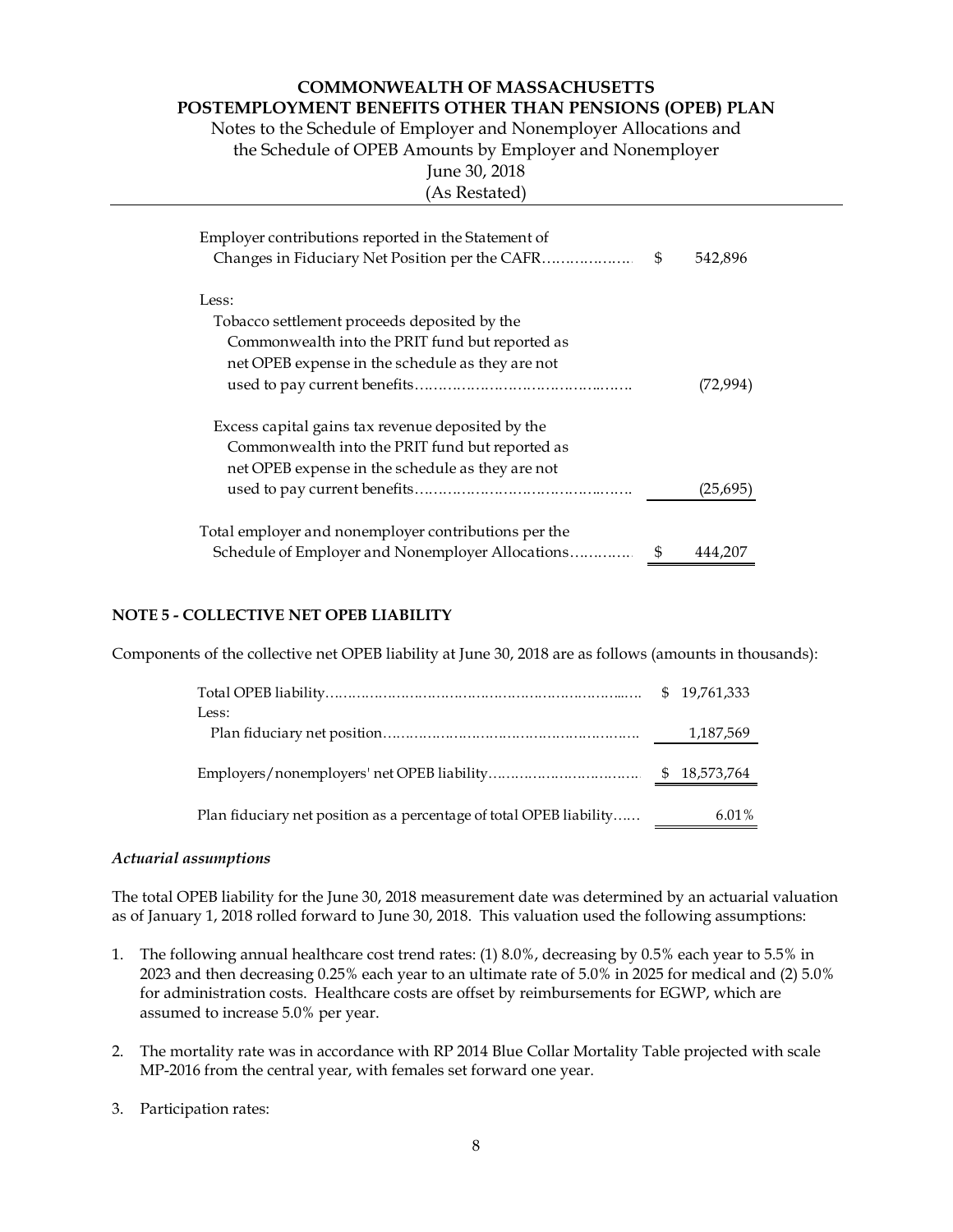| | | |
|---|---|---|
| Employer contributions reported in the Statement of Changes in Fiduciary Net Position per the CAFR | $ | 542,896 |
| Less: | | |
| Tobacco settlement proceeds deposited by the Commonwealth into the PRIT fund but reported as net OPEB expense in the schedule as they are not used to pay current benefits | | (72,994) |
| Excess capital gains tax revenue deposited by the Commonwealth into the PRIT fund but reported as net OPEB expense in the schedule as they are not used to pay current benefits | | (25,695) |
| Total employer and nonemployer contributions per the Schedule of Employer and Nonemployer Allocations | $ | 444,207 |

**NOTE 5 - COLLECTIVE NET OPEB LIABILITY**

Components of the collective net OPEB liability at June 30, 2018 are as follows (amounts in thousands):

| | |
|---|---|
| Total OPEB liability | $ 19,761,333 |
| Less: | |
| Plan fiduciary net position | 1,187,569 |
| Employers/nonemployers' net OPEB liability | $ 18,573,764 |
| Plan fiduciary net position as a percentage of total OPEB liability | 6.01% |

*Actuarial assumptions*

The total OPEB liability for the June 30, 2018 measurement date was determined by an actuarial valuation as of January 1, 2018 rolled forward to June 30, 2018. This valuation used the following assumptions:

1. The following annual healthcare cost trend rates: (1) 8.0%, decreasing by 0.5% each year to 5.5% in 2023 and then decreasing 0.25% each year to an ultimate rate of 5.0% in 2025 for medical and (2) 5.0% for administration costs. Healthcare costs are offset by reimbursements for EGWP, which are assumed to increase 5.0% per year.

2. The mortality rate was in accordance with RP 2014 Blue Collar Mortality Table projected with scale MP-2016 from the central year, with females set forward one year.

3. Participation rates: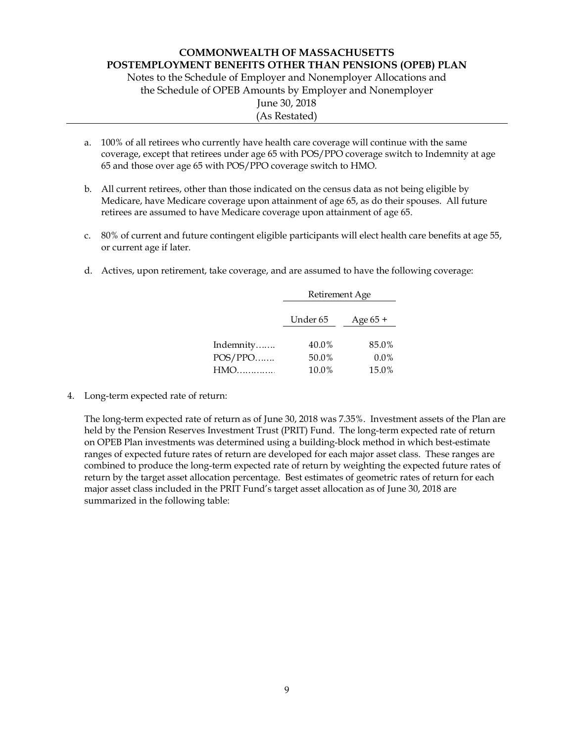a. 100% of all retirees who currently have health care coverage will continue with the same coverage, except that retirees under age 65 with POS/PPO coverage switch to Indemnity at age 65 and those over age 65 with POS/PPO coverage switch to HMO.

b. All current retirees, other than those indicated on the census data as not being eligible by Medicare, have Medicare coverage upon attainment of age 65, as do their spouses. All future retirees are assumed to have Medicare coverage upon attainment of age 65.

c. 80% of current and future contingent eligible participants will elect health care benefits at age 55, or current age if later.

d. Actives, upon retirement, take coverage, and are assumed to have the following coverage:

| | Retirement Age | |
|---|---|---|
| | Under 65 | Age 65 + |
| Indemnity……. | 40.0% | 85.0% |
| POS/PPO……. | 50.0% | 0.0% |
| HMO………… | 10.0% | 15.0% |

4. Long-term expected rate of return:

The long-term expected rate of return as of June 30, 2018 was 7.35%. Investment assets of the Plan are held by the Pension Reserves Investment Trust (PRIT) Fund. The long-term expected rate of return on OPEB Plan investments was determined using a building-block method in which best-estimate ranges of expected future rates of return are developed for each major asset class. These ranges are combined to produce the long-term expected rate of return by weighting the expected future rates of return by the target asset allocation percentage. Best estimates of geometric rates of return for each major asset class included in the PRIT Fund's target asset allocation as of June 30, 2018 are summarized in the following table: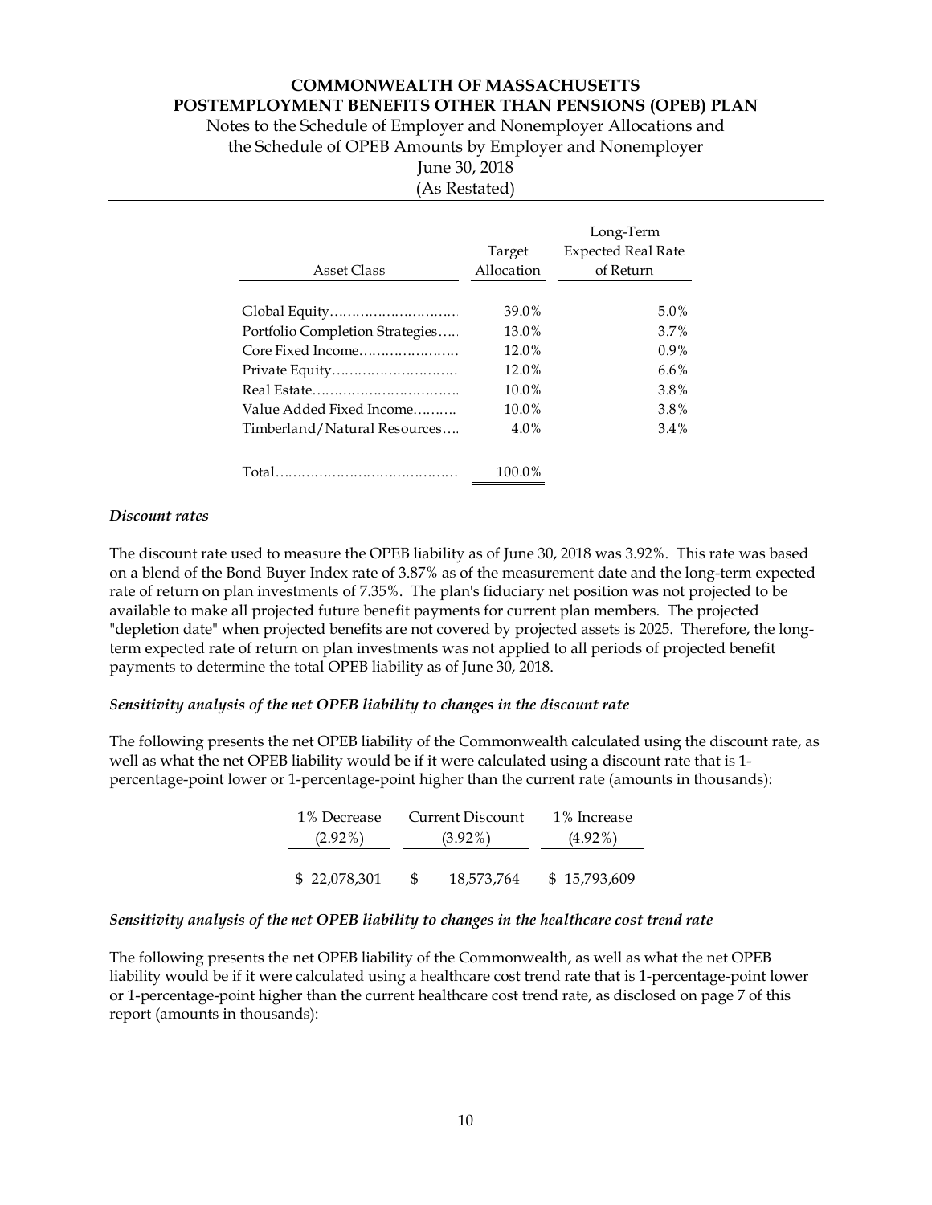# COMMONWEALTH OF MASSACHUSETTS
# POSTEMPLOYMENT BENEFITS OTHER THAN PENSIONS (OPEB) PLAN

Notes to the Schedule of Employer and Nonemployer Allocations and the Schedule of OPEB Amounts by Employer and Nonemployer

June 30, 2018

(As Restated)

| Asset Class | Target Allocation | Long-Term Expected Real Rate of Return |
|---|---|---|
| Global Equity | 39.0% | 5.0% |
| Portfolio Completion Strategies | 13.0% | 3.7% |
| Core Fixed Income | 12.0% | 0.9% |
| Private Equity | 12.0% | 6.6% |
| Real Estate | 10.0% | 3.8% |
| Value Added Fixed Income | 10.0% | 3.8% |
| Timberland/Natural Resources | 4.0% | 3.4% |
| Total | 100.0% | |

***Discount rates***

The discount rate used to measure the OPEB liability as of June 30, 2018 was 3.92%. This rate was based on a blend of the Bond Buyer Index rate of 3.87% as of the measurement date and the long-term expected rate of return on plan investments of 7.35%. The plan's fiduciary net position was not projected to be available to make all projected future benefit payments for current plan members. The projected "depletion date" when projected benefits are not covered by projected assets is 2025. Therefore, the long-term expected rate of return on plan investments was not applied to all periods of projected benefit payments to determine the total OPEB liability as of June 30, 2018.

***Sensitivity analysis of the net OPEB liability to changes in the discount rate***

The following presents the net OPEB liability of the Commonwealth calculated using the discount rate, as well as what the net OPEB liability would be if it were calculated using a discount rate that is 1-percentage-point lower or 1-percentage-point higher than the current rate (amounts in thousands):

| 1% Decrease (2.92%) | Current Discount (3.92%) | 1% Increase (4.92%) |
|---|---|---|
| $ 22,078,301 | $ 18,573,764 | $ 15,793,609 |

***Sensitivity analysis of the net OPEB liability to changes in the healthcare cost trend rate***

The following presents the net OPEB liability of the Commonwealth, as well as what the net OPEB liability would be if it were calculated using a healthcare cost trend rate that is 1-percentage-point lower or 1-percentage-point higher than the current healthcare cost trend rate, as disclosed on page 7 of this report (amounts in thousands):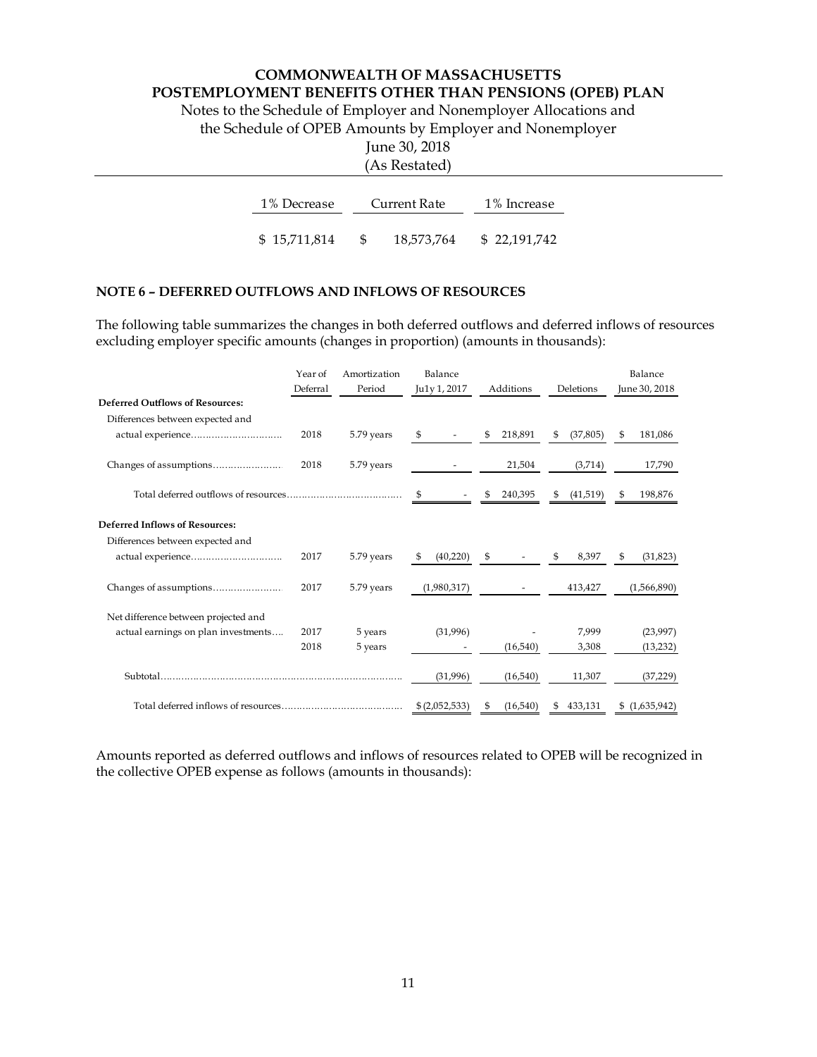# COMMONWEALTH OF MASSACHUSETTS
# POSTEMPLOYMENT BENEFITS OTHER THAN PENSIONS (OPEB) PLAN

Notes to the Schedule of Employer and Nonemployer Allocations and the Schedule of OPEB Amounts by Employer and Nonemployer
June 30, 2018
(As Restated)

| 1% Decrease | Current Rate | 1% Increase |
|---|---|---|
| $ 15,711,814 | $ 18,573,764 | $ 22,191,742 |

## NOTE 6 – DEFERRED OUTFLOWS AND INFLOWS OF RESOURCES

The following table summarizes the changes in both deferred outflows and deferred inflows of resources excluding employer specific amounts (changes in proportion) (amounts in thousands):

| | Year of Deferral | Amortization Period | Balance July 1, 2017 | Additions | Deletions | Balance June 30, 2018 |
|---|---|---|---|---|---|---|
| **Deferred Outflows of Resources:** | | | | | | |
| Differences between expected and actual experience | 2018 | 5.79 years | $ - | $ 218,891 | $ (37,805) | $ 181,086 |
| Changes of assumptions | 2018 | 5.79 years | - | 21,504 | (3,714) | 17,790 |
| Total deferred outflows of resources | | | $ - | $ 240,395 | $ (41,519) | $ 198,876 |
| **Deferred Inflows of Resources:** | | | | | | |
| Differences between expected and actual experience | 2017 | 5.79 years | $ (40,220) | $ - | $ 8,397 | $ (31,823) |
| Changes of assumptions | 2017 | 5.79 years | (1,980,317) | - | 413,427 | (1,566,890) |
| Net difference between projected and actual earnings on plan investments | 2017 | 5 years | (31,996) | - | 7,999 | (23,997) |
| | 2018 | 5 years | - | (16,540) | 3,308 | (13,232) |
| Subtotal | | | (31,996) | (16,540) | 11,307 | (37,229) |
| Total deferred inflows of resources | | | $ (2,052,533) | $ (16,540) | $ 433,131 | $ (1,635,942) |

Amounts reported as deferred outflows and inflows of resources related to OPEB will be recognized in the collective OPEB expense as follows (amounts in thousands):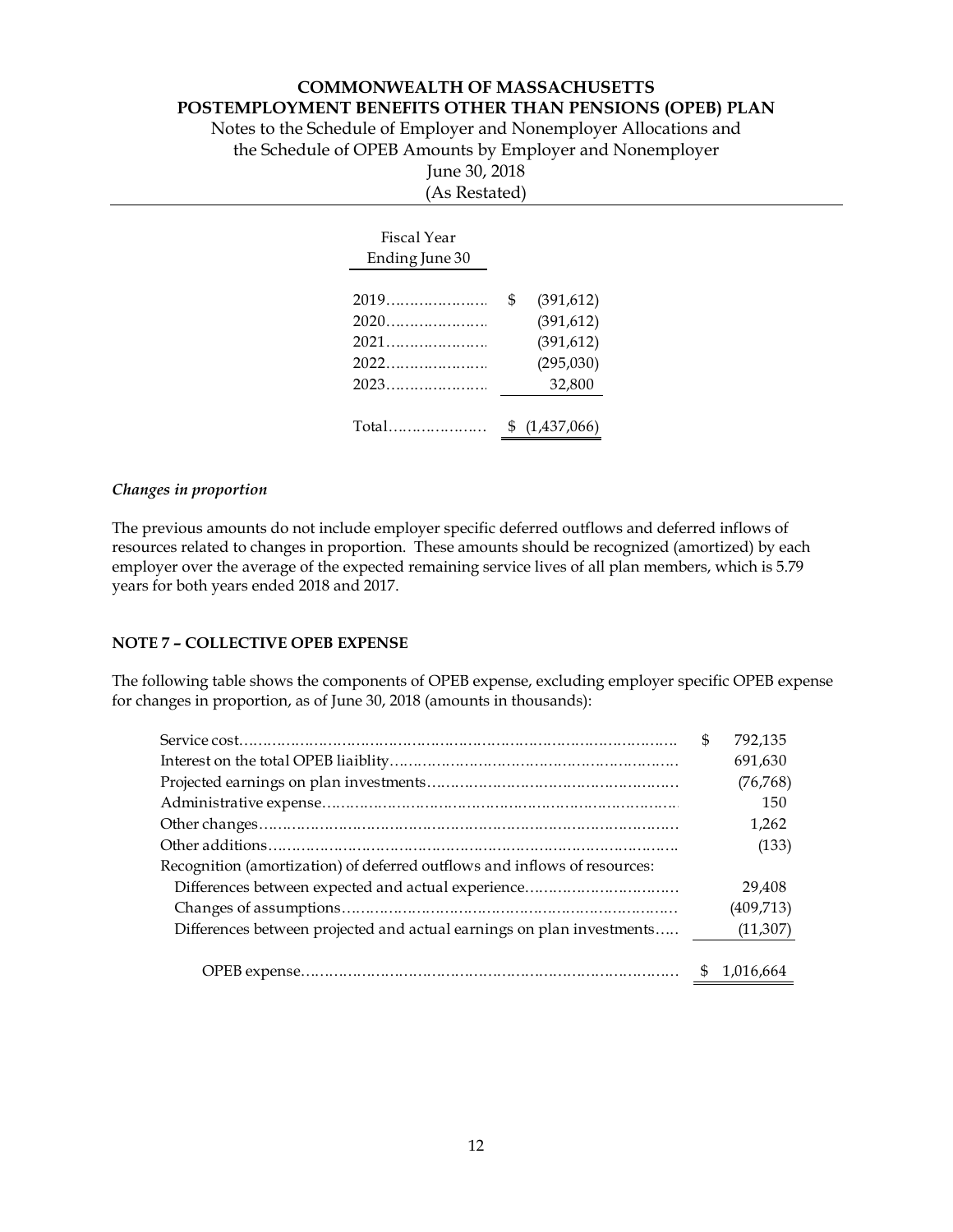# COMMONWEALTH OF MASSACHUSETTS
## POSTEMPLOYMENT BENEFITS OTHER THAN PENSIONS (OPEB) PLAN

Notes to the Schedule of Employer and Nonemployer Allocations and the Schedule of OPEB Amounts by Employer and Nonemployer
June 30, 2018
(As Restated)

| Fiscal Year Ending June 30 | |
|---|---|
| 2019 | $ (391,612) |
| 2020 | (391,612) |
| 2021 | (391,612) |
| 2022 | (295,030) |
| 2023 | 32,800 |
| Total | $ (1,437,066) |

***Changes in proportion***

The previous amounts do not include employer specific deferred outflows and deferred inflows of resources related to changes in proportion. These amounts should be recognized (amortized) by each employer over the average of the expected remaining service lives of all plan members, which is 5.79 years for both years ended 2018 and 2017.

### NOTE 7 – COLLECTIVE OPEB EXPENSE

The following table shows the components of OPEB expense, excluding employer specific OPEB expense for changes in proportion, as of June 30, 2018 (amounts in thousands):

| | |
|---|---|
| Service cost | $ 792,135 |
| Interest on the total OPEB liaiblity | 691,630 |
| Projected earnings on plan investments | (76,768) |
| Administrative expense | 150 |
| Other changes | 1,262 |
| Other additions | (133) |
| Recognition (amortization) of deferred outflows and inflows of resources: | |
| Differences between expected and actual experience | 29,408 |
| Changes of assumptions | (409,713) |
| Differences between projected and actual earnings on plan investments | (11,307) |
| OPEB expense | $ 1,016,664 |